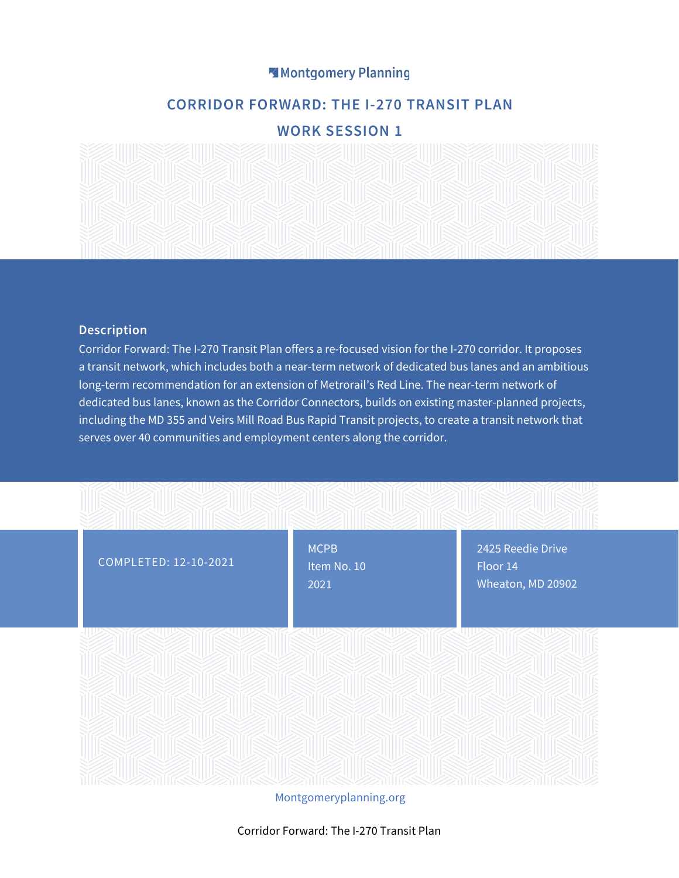Montgomery Planning

# CORRIDOR FORWARD: THE I-270 TRANSIT PLAN

## WORK SESSION 1

### Description

Corridor Forward: The I-270 Transit Plan offers a re-focused vision for the I-270 corridor. It proposes a transit network, which includes both a near-term network of dedicated bus lanes and an ambitious long-term recommendation for an extension of Metrorail's Red Line. The near-term network of dedicated bus lanes, known as the Corridor Connectors, builds on existing master-planned projects, including the MD 355 and Veirs Mill Road Bus Rapid Transit projects, to create a transit network that serves over 40 communities and employment centers along the corridor.

COMPLETED: 12-10-2021

MCPB
Item No. 10
2021

2425 Reedie Drive
Floor 14
Wheaton, MD 20902

Montgomeryplanning.org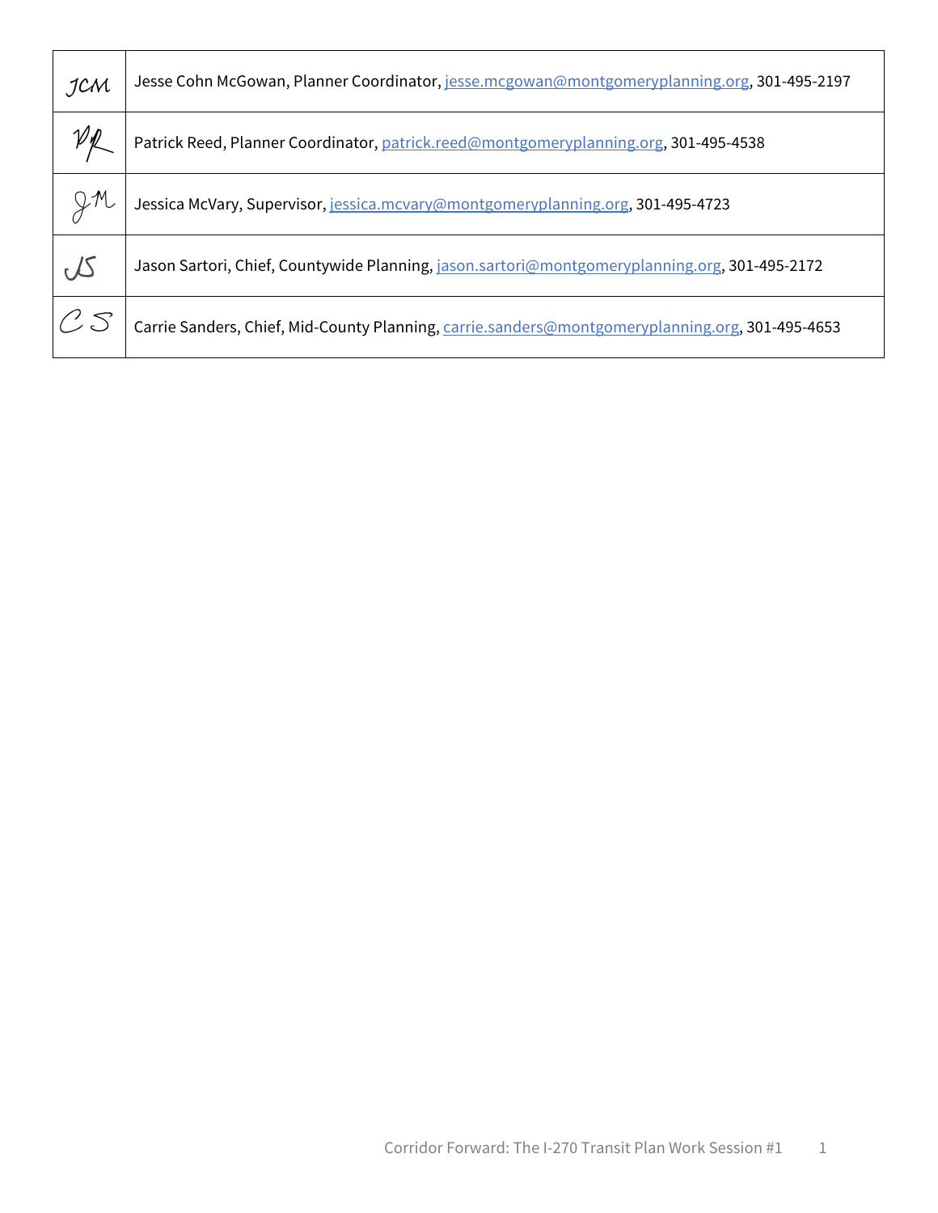| | |
|---|---|
| JCM | Jesse Cohn McGowan, Planner Coordinator, jesse.mcgowan@montgomeryplanning.org, 301-495-2197 |
| PR | Patrick Reed, Planner Coordinator, patrick.reed@montgomeryplanning.org, 301-495-4538 |
| JM | Jessica McVary, Supervisor, jessica.mcvary@montgomeryplanning.org, 301-495-4723 |
| JS | Jason Sartori, Chief, Countywide Planning, jason.sartori@montgomeryplanning.org, 301-495-2172 |
| CS | Carrie Sanders, Chief, Mid-County Planning, carrie.sanders@montgomeryplanning.org, 301-495-4653 |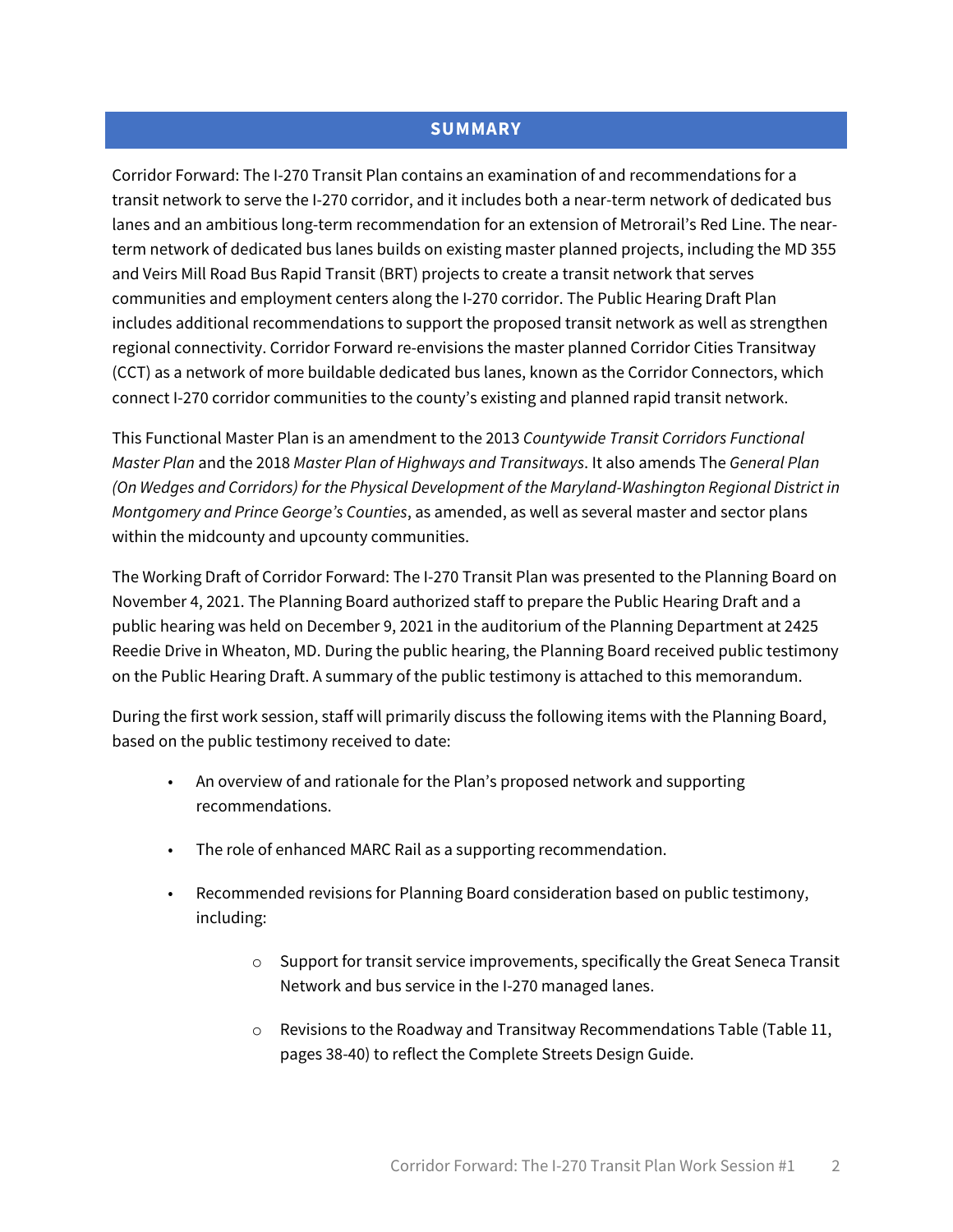## SUMMARY

Corridor Forward: The I-270 Transit Plan contains an examination of and recommendations for a transit network to serve the I-270 corridor, and it includes both a near-term network of dedicated bus lanes and an ambitious long-term recommendation for an extension of Metrorail's Red Line. The near-term network of dedicated bus lanes builds on existing master planned projects, including the MD 355 and Veirs Mill Road Bus Rapid Transit (BRT) projects to create a transit network that serves communities and employment centers along the I-270 corridor. The Public Hearing Draft Plan includes additional recommendations to support the proposed transit network as well as strengthen regional connectivity. Corridor Forward re-envisions the master planned Corridor Cities Transitway (CCT) as a network of more buildable dedicated bus lanes, known as the Corridor Connectors, which connect I-270 corridor communities to the county's existing and planned rapid transit network.

This Functional Master Plan is an amendment to the 2013 *Countywide Transit Corridors Functional Master Plan* and the 2018 *Master Plan of Highways and Transitways*. It also amends The *General Plan (On Wedges and Corridors) for the Physical Development of the Maryland-Washington Regional District in Montgomery and Prince George's Counties*, as amended, as well as several master and sector plans within the midcounty and upcounty communities.

The Working Draft of Corridor Forward: The I-270 Transit Plan was presented to the Planning Board on November 4, 2021. The Planning Board authorized staff to prepare the Public Hearing Draft and a public hearing was held on December 9, 2021 in the auditorium of the Planning Department at 2425 Reedie Drive in Wheaton, MD. During the public hearing, the Planning Board received public testimony on the Public Hearing Draft. A summary of the public testimony is attached to this memorandum.

During the first work session, staff will primarily discuss the following items with the Planning Board, based on the public testimony received to date:

- An overview of and rationale for the Plan's proposed network and supporting recommendations.
- The role of enhanced MARC Rail as a supporting recommendation.
- Recommended revisions for Planning Board consideration based on public testimony, including:
    - Support for transit service improvements, specifically the Great Seneca Transit Network and bus service in the I-270 managed lanes.
    - Revisions to the Roadway and Transitway Recommendations Table (Table 11, pages 38-40) to reflect the Complete Streets Design Guide.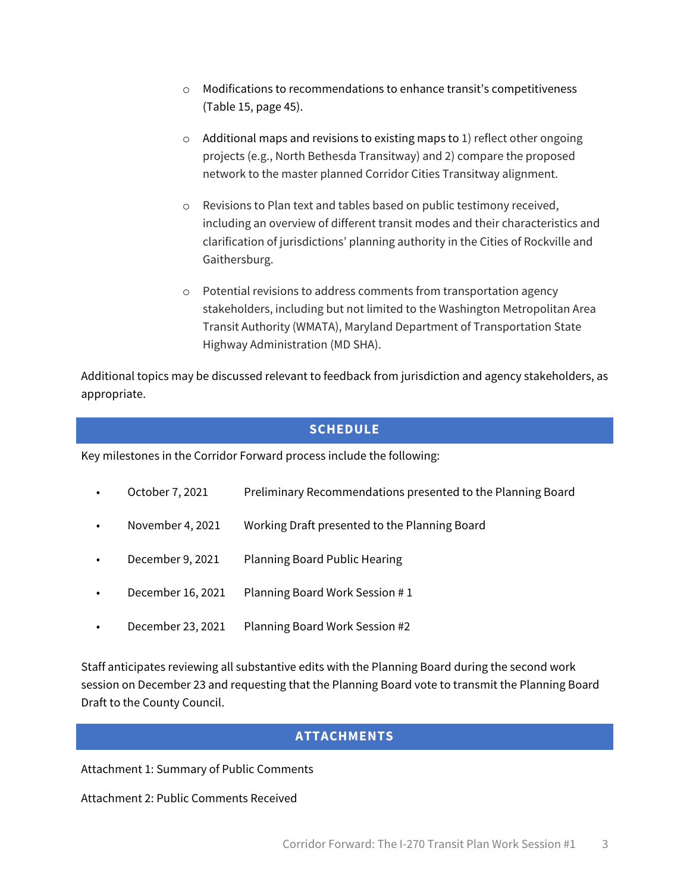- Modifications to recommendations to enhance transit's competitiveness (Table 15, page 45).
- Additional maps and revisions to existing maps to 1) reflect other ongoing projects (e.g., North Bethesda Transitway) and 2) compare the proposed network to the master planned Corridor Cities Transitway alignment.
- Revisions to Plan text and tables based on public testimony received, including an overview of different transit modes and their characteristics and clarification of jurisdictions' planning authority in the Cities of Rockville and Gaithersburg.
- Potential revisions to address comments from transportation agency stakeholders, including but not limited to the Washington Metropolitan Area Transit Authority (WMATA), Maryland Department of Transportation State Highway Administration (MD SHA).

Additional topics may be discussed relevant to feedback from jurisdiction and agency stakeholders, as appropriate.

## SCHEDULE

Key milestones in the Corridor Forward process include the following:

- October 7, 2021 — Preliminary Recommendations presented to the Planning Board
- November 4, 2021 — Working Draft presented to the Planning Board
- December 9, 2021 — Planning Board Public Hearing
- December 16, 2021 — Planning Board Work Session # 1
- December 23, 2021 — Planning Board Work Session #2

Staff anticipates reviewing all substantive edits with the Planning Board during the second work session on December 23 and requesting that the Planning Board vote to transmit the Planning Board Draft to the County Council.

## ATTACHMENTS

Attachment 1: Summary of Public Comments

Attachment 2: Public Comments Received